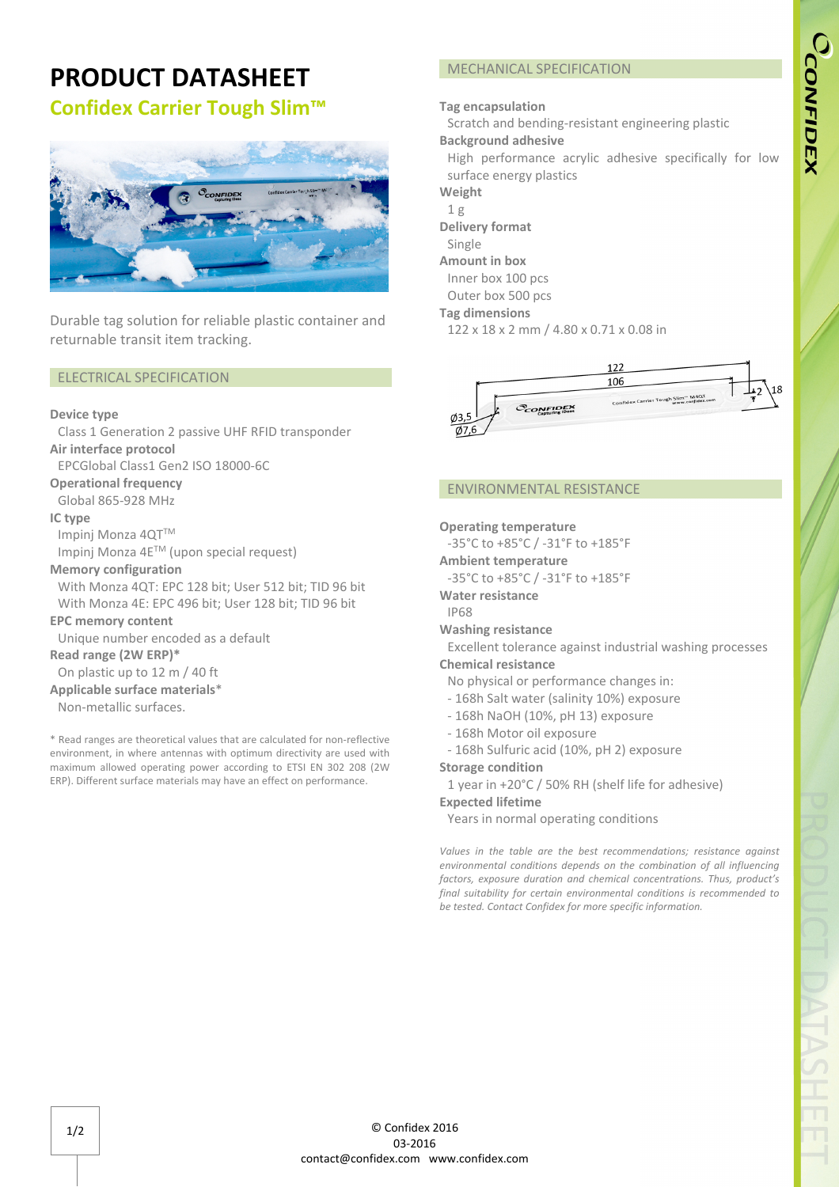# PRODUCT DATASHEET

## Confidex Carrier Tough Slim™

Durable tag solution for reliable plastic container and returnable transit item tracking.

### ELECTRICAL SPECIFICATION

**Device type**
Class 1 Generation 2 passive UHF RFID transponder

**Air interface protocol**
EPCGlobal Class1 Gen2 ISO 18000-6C

**Operational frequency**
Global 865-928 MHz

**IC type**
Impinj Monza 4QT™
Impinj Monza 4E™ (upon special request)

**Memory configuration**
With Monza 4QT: EPC 128 bit; User 512 bit; TID 96 bit
With Monza 4E: EPC 496 bit; User 128 bit; TID 96 bit

**EPC memory content**
Unique number encoded as a default

**Read range (2W ERP)***
On plastic up to 12 m / 40 ft

**Applicable surface materials***
Non-metallic surfaces.

* Read ranges are theoretical values that are calculated for non-reflective environment, in where antennas with optimum directivity are used with maximum allowed operating power according to ETSI EN 302 208 (2W ERP). Different surface materials may have an effect on performance.

### MECHANICAL SPECIFICATION

**Tag encapsulation**
Scratch and bending-resistant engineering plastic

**Background adhesive**
High performance acrylic adhesive specifically for low surface energy plastics

**Weight**
1 g

**Delivery format**
Single

**Amount in box**
Inner box 100 pcs
Outer box 500 pcs

**Tag dimensions**
122 x 18 x 2 mm / 4.80 x 0.71 x 0.08 in

### ENVIRONMENTAL RESISTANCE

**Operating temperature**
-35°C to +85°C / -31°F to +185°F

**Ambient temperature**
-35°C to +85°C / -31°F to +185°F

**Water resistance**
IP68

**Washing resistance**
Excellent tolerance against industrial washing processes

**Chemical resistance**
No physical or performance changes in:
- 168h Salt water (salinity 10%) exposure
- 168h NaOH (10%, pH 13) exposure
- 168h Motor oil exposure
- 168h Sulfuric acid (10%, pH 2) exposure

**Storage condition**
1 year in +20°C / 50% RH (shelf life for adhesive)

**Expected lifetime**
Years in normal operating conditions

*Values in the table are the best recommendations; resistance against environmental conditions depends on the combination of all influencing factors, exposure duration and chemical concentrations. Thus, product's final suitability for certain environmental conditions is recommended to be tested. Contact Confidex for more specific information.*

© Confidex 2016
03-2016
contact@confidex.com www.confidex.com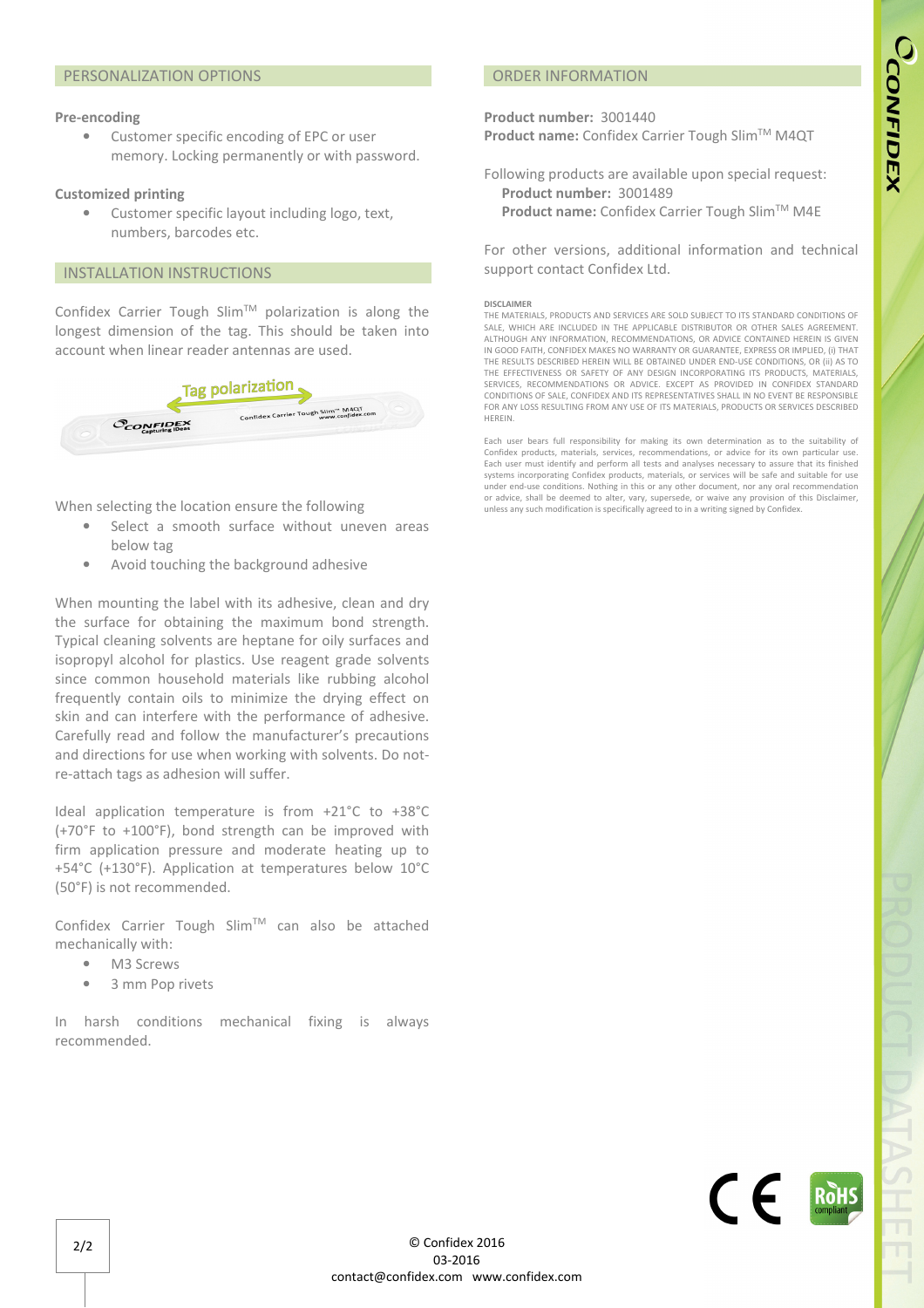## PERSONALIZATION OPTIONS

**Pre-encoding**

- Customer specific encoding of EPC or user memory. Locking permanently or with password.

**Customized printing**

- Customer specific layout including logo, text, numbers, barcodes etc.

## INSTALLATION INSTRUCTIONS

Confidex Carrier Tough Slim™ polarization is along the longest dimension of the tag. This should be taken into account when linear reader antennas are used.

Tag polarization

When selecting the location ensure the following

- Select a smooth surface without uneven areas below tag
- Avoid touching the background adhesive

When mounting the label with its adhesive, clean and dry the surface for obtaining the maximum bond strength. Typical cleaning solvents are heptane for oily surfaces and isopropyl alcohol for plastics. Use reagent grade solvents since common household materials like rubbing alcohol frequently contain oils to minimize the drying effect on skin and can interfere with the performance of adhesive. Carefully read and follow the manufacturer's precautions and directions for use when working with solvents. Do not-re-attach tags as adhesion will suffer.

Ideal application temperature is from +21°C to +38°C (+70°F to +100°F), bond strength can be improved with firm application pressure and moderate heating up to +54°C (+130°F). Application at temperatures below 10°C (50°F) is not recommended.

Confidex Carrier Tough Slim™ can also be attached mechanically with:

- M3 Screws
- 3 mm Pop rivets

In harsh conditions mechanical fixing is always recommended.

## ORDER INFORMATION

**Product number:** 3001440
**Product name:** Confidex Carrier Tough Slim™ M4QT

Following products are available upon special request:
**Product number:** 3001489
**Product name:** Confidex Carrier Tough Slim™ M4E

For other versions, additional information and technical support contact Confidex Ltd.

**DISCLAIMER**

THE MATERIALS, PRODUCTS AND SERVICES ARE SOLD SUBJECT TO ITS STANDARD CONDITIONS OF SALE, WHICH ARE INCLUDED IN THE APPLICABLE DISTRIBUTOR OR OTHER SALES AGREEMENT. ALTHOUGH ANY INFORMATION, RECOMMENDATIONS, OR ADVICE CONTAINED HEREIN IS GIVEN IN GOOD FAITH, CONFIDEX MAKES NO WARRANTY OR GUARANTEE, EXPRESS OR IMPLIED, (i) THAT THE RESULTS DESCRIBED HEREIN WILL BE OBTAINED UNDER END-USE CONDITIONS, OR (ii) AS TO THE EFFECTIVENESS OR SAFETY OF ANY DESIGN INCORPORATING ITS PRODUCTS, MATERIALS, SERVICES, RECOMMENDATIONS OR ADVICE. EXCEPT AS PROVIDED IN CONFIDEX STANDARD CONDITIONS OF SALE, CONFIDEX AND ITS REPRESENTATIVES SHALL IN NO EVENT BE RESPONSIBLE FOR ANY LOSS RESULTING FROM ANY USE OF ITS MATERIALS, PRODUCTS OR SERVICES DESCRIBED HEREIN.

Each user bears full responsibility for making its own determination as to the suitability of Confidex products, materials, services, recommendations, or advice for its own particular use. Each user must identify and perform all tests and analyses necessary to assure that its finished systems incorporating Confidex products, materials, or services will be safe and suitable for use under end-use conditions. Nothing in this or any other document, nor any oral recommendation or advice, shall be deemed to alter, vary, supersede, or waive any provision of this Disclaimer, unless any such modification is specifically agreed to in a writing signed by Confidex.

© Confidex 2016
03-2016
contact@confidex.com www.confidex.com